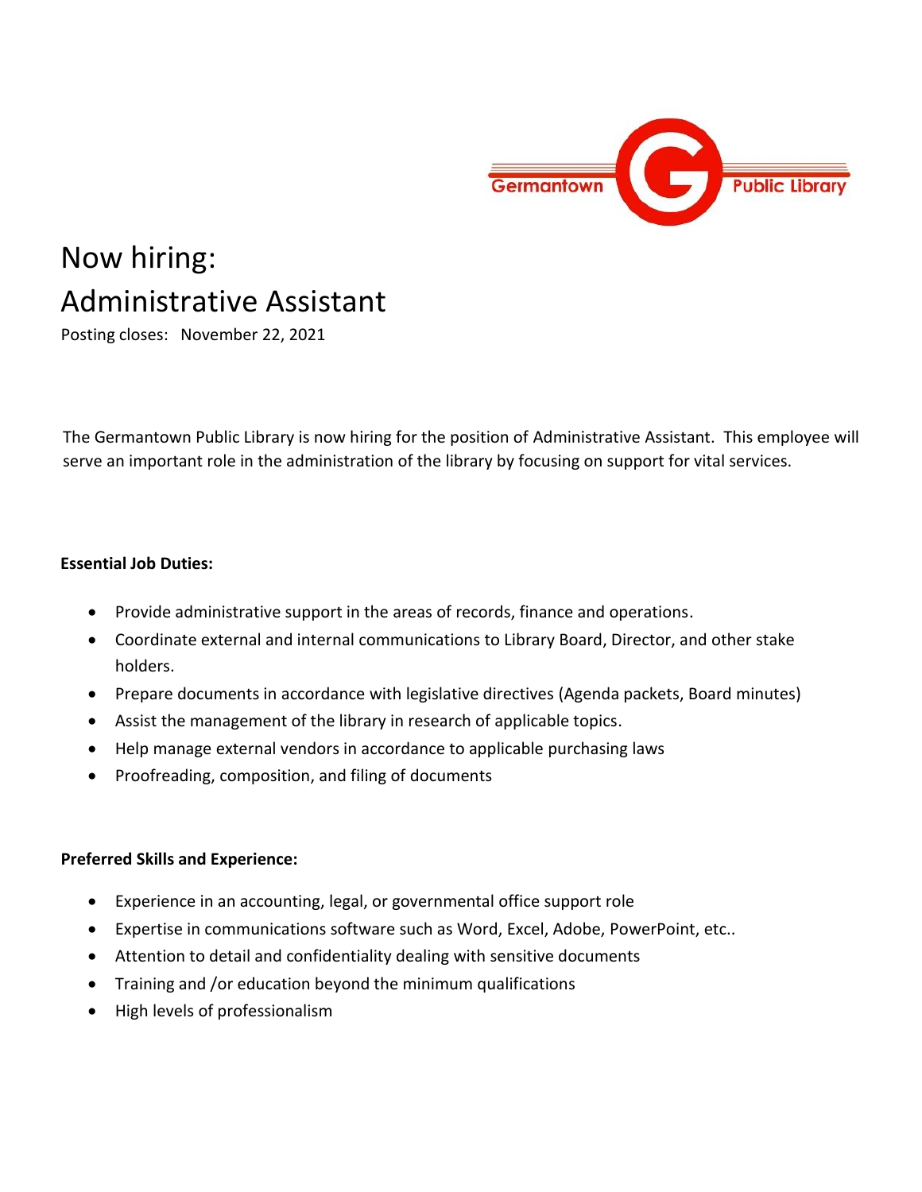Germantown Public Library

# Now hiring:
# Administrative Assistant

Posting closes: November 22, 2021

The Germantown Public Library is now hiring for the position of Administrative Assistant. This employee will serve an important role in the administration of the library by focusing on support for vital services.

**Essential Job Duties:**

- Provide administrative support in the areas of records, finance and operations.
- Coordinate external and internal communications to Library Board, Director, and other stake holders.
- Prepare documents in accordance with legislative directives (Agenda packets, Board minutes)
- Assist the management of the library in research of applicable topics.
- Help manage external vendors in accordance to applicable purchasing laws
- Proofreading, composition, and filing of documents

**Preferred Skills and Experience:**

- Experience in an accounting, legal, or governmental office support role
- Expertise in communications software such as Word, Excel, Adobe, PowerPoint, etc..
- Attention to detail and confidentiality dealing with sensitive documents
- Training and /or education beyond the minimum qualifications
- High levels of professionalism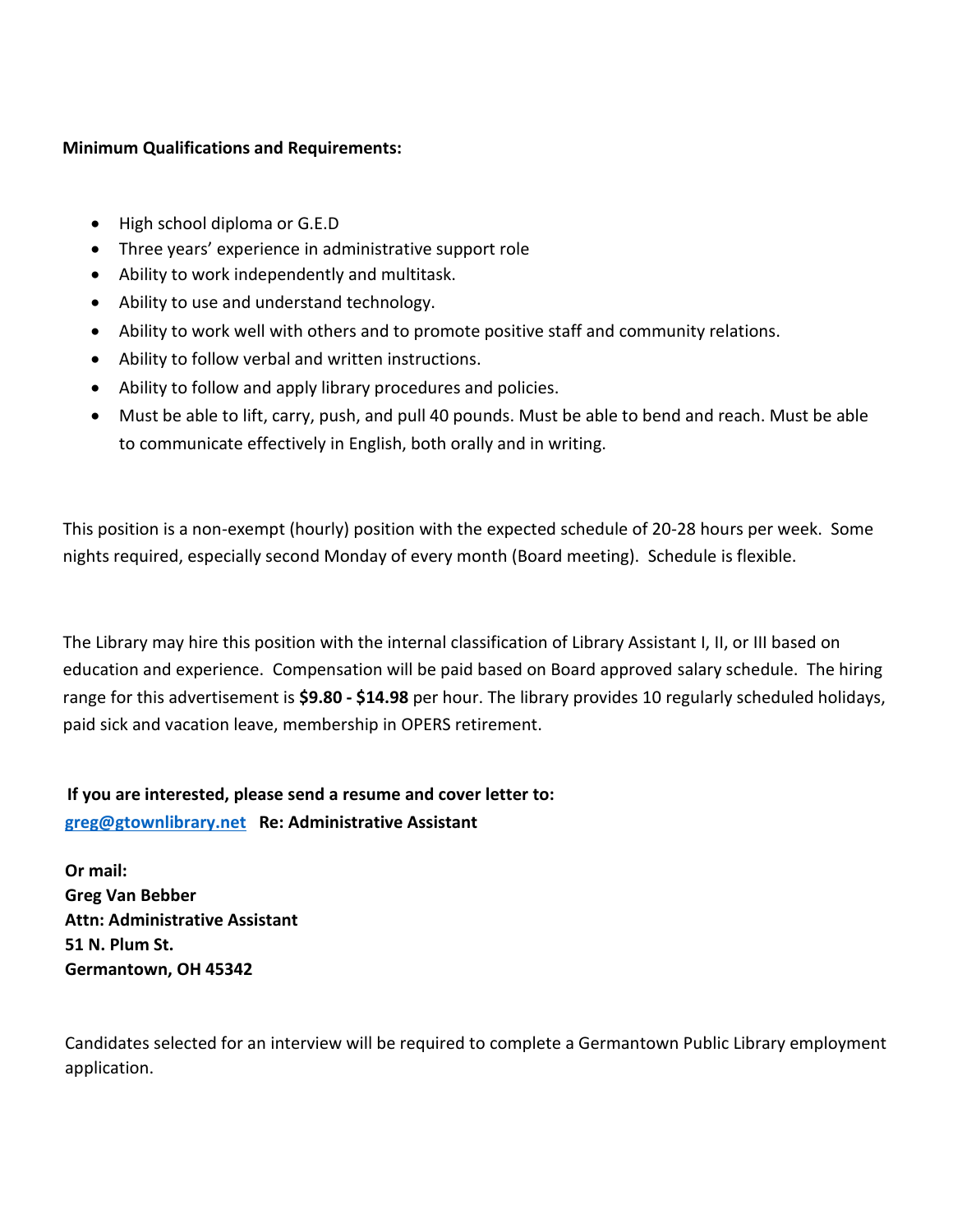**Minimum Qualifications and Requirements:**

- High school diploma or G.E.D
- Three years' experience in administrative support role
- Ability to work independently and multitask.
- Ability to use and understand technology.
- Ability to work well with others and to promote positive staff and community relations.
- Ability to follow verbal and written instructions.
- Ability to follow and apply library procedures and policies.
- Must be able to lift, carry, push, and pull 40 pounds. Must be able to bend and reach. Must be able to communicate effectively in English, both orally and in writing.

This position is a non-exempt (hourly) position with the expected schedule of 20-28 hours per week. Some nights required, especially second Monday of every month (Board meeting). Schedule is flexible.

The Library may hire this position with the internal classification of Library Assistant I, II, or III based on education and experience. Compensation will be paid based on Board approved salary schedule. The hiring range for this advertisement is **$9.80 - $14.98** per hour. The library provides 10 regularly scheduled holidays, paid sick and vacation leave, membership in OPERS retirement.

**If you are interested, please send a resume and cover letter to:**
[greg@gtownlibrary.net](mailto:greg@gtownlibrary.net) **Re: Administrative Assistant**

**Or mail:**
**Greg Van Bebber**
**Attn: Administrative Assistant**
**51 N. Plum St.**
**Germantown, OH 45342**

Candidates selected for an interview will be required to complete a Germantown Public Library employment application.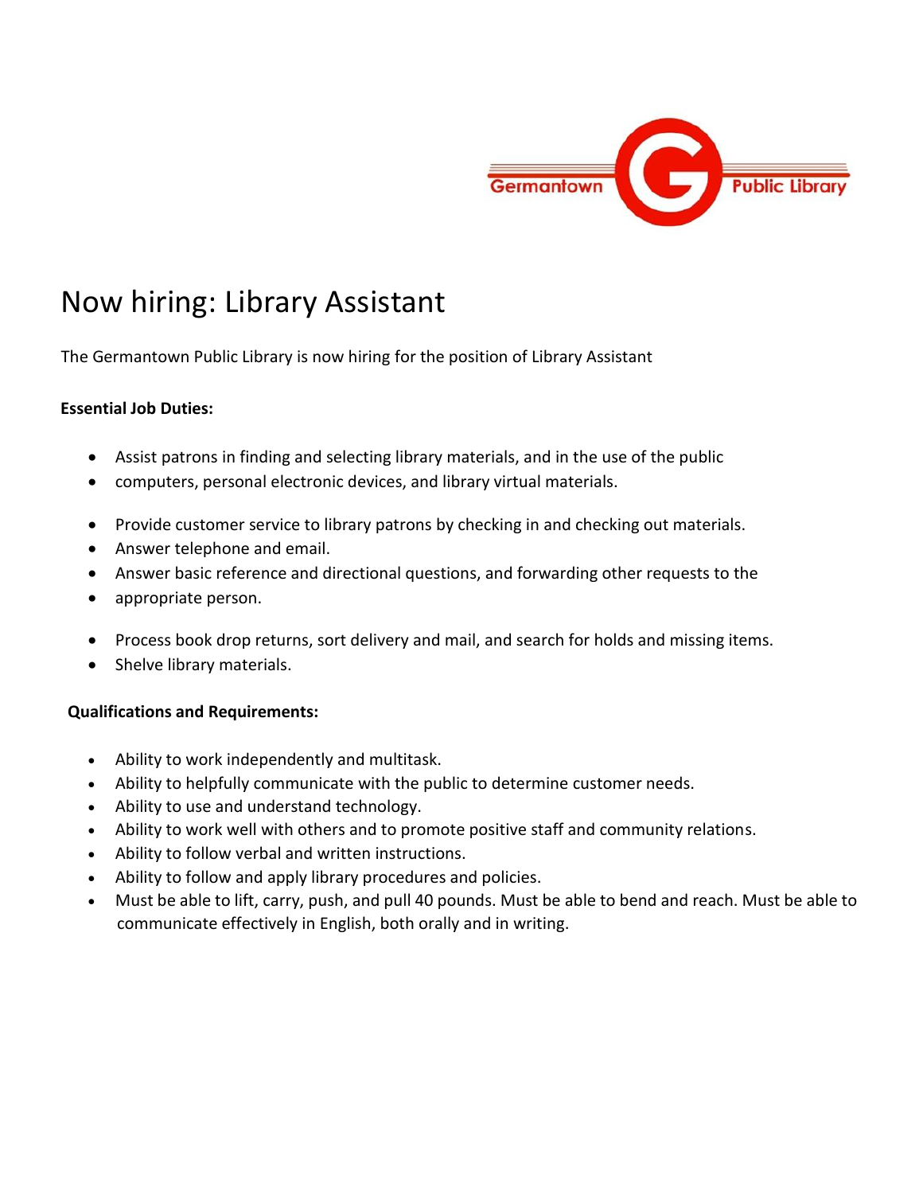Germantown Public Library

# Now hiring: Library Assistant

The Germantown Public Library is now hiring for the position of Library Assistant

**Essential Job Duties:**

- Assist patrons in finding and selecting library materials, and in the use of the public
- computers, personal electronic devices, and library virtual materials.

- Provide customer service to library patrons by checking in and checking out materials.
- Answer telephone and email.
- Answer basic reference and directional questions, and forwarding other requests to the
- appropriate person.

- Process book drop returns, sort delivery and mail, and search for holds and missing items.
- Shelve library materials.

**Qualifications and Requirements:**

- Ability to work independently and multitask.
- Ability to helpfully communicate with the public to determine customer needs.
- Ability to use and understand technology.
- Ability to work well with others and to promote positive staff and community relations.
- Ability to follow verbal and written instructions.
- Ability to follow and apply library procedures and policies.
- Must be able to lift, carry, push, and pull 40 pounds. Must be able to bend and reach. Must be able to communicate effectively in English, both orally and in writing.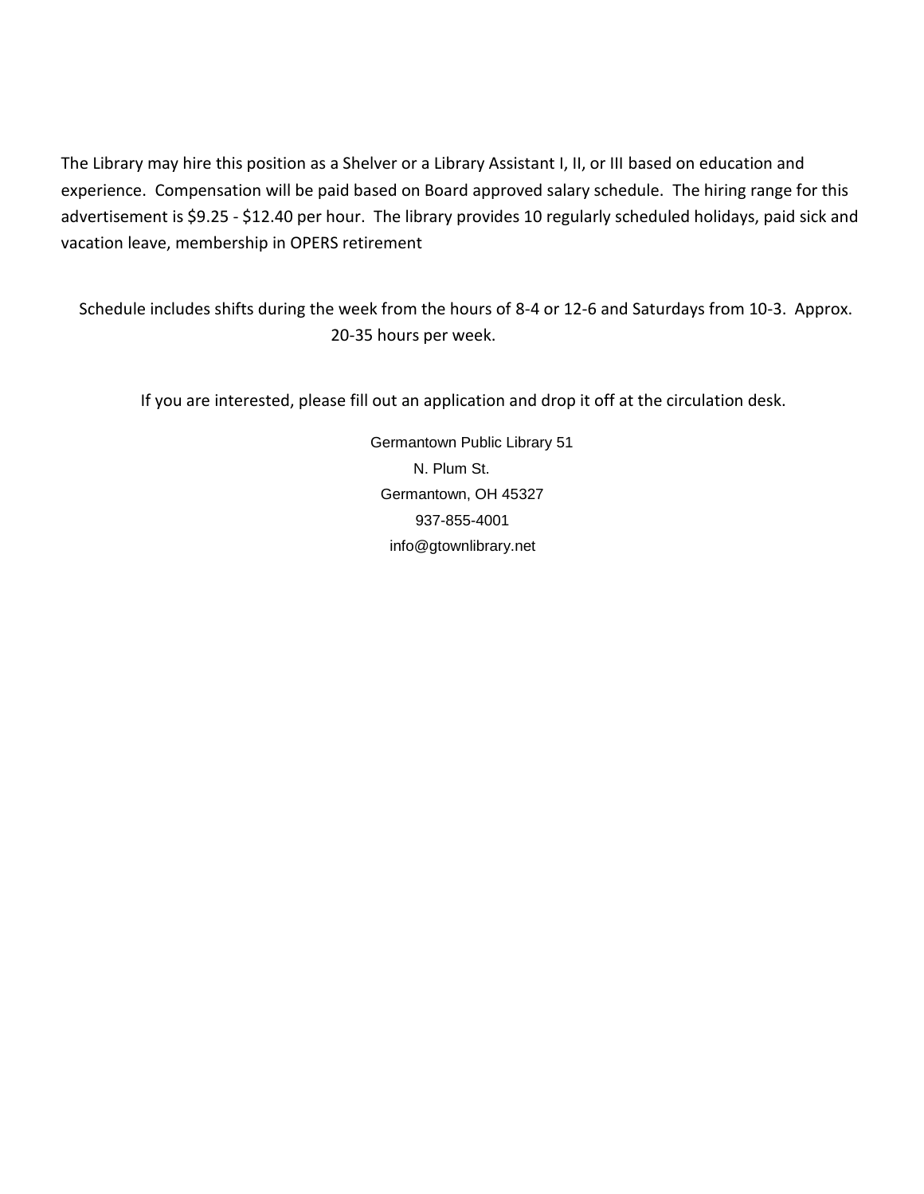The Library may hire this position as a Shelver or a Library Assistant I, II, or III based on education and experience. Compensation will be paid based on Board approved salary schedule. The hiring range for this advertisement is $9.25 - $12.40 per hour. The library provides 10 regularly scheduled holidays, paid sick and vacation leave, membership in OPERS retirement

Schedule includes shifts during the week from the hours of 8-4 or 12-6 and Saturdays from 10-3. Approx. 20-35 hours per week.

If you are interested, please fill out an application and drop it off at the circulation desk.

Germantown Public Library 51
N. Plum St.
Germantown, OH 45327
937-855-4001
info@gtownlibrary.net